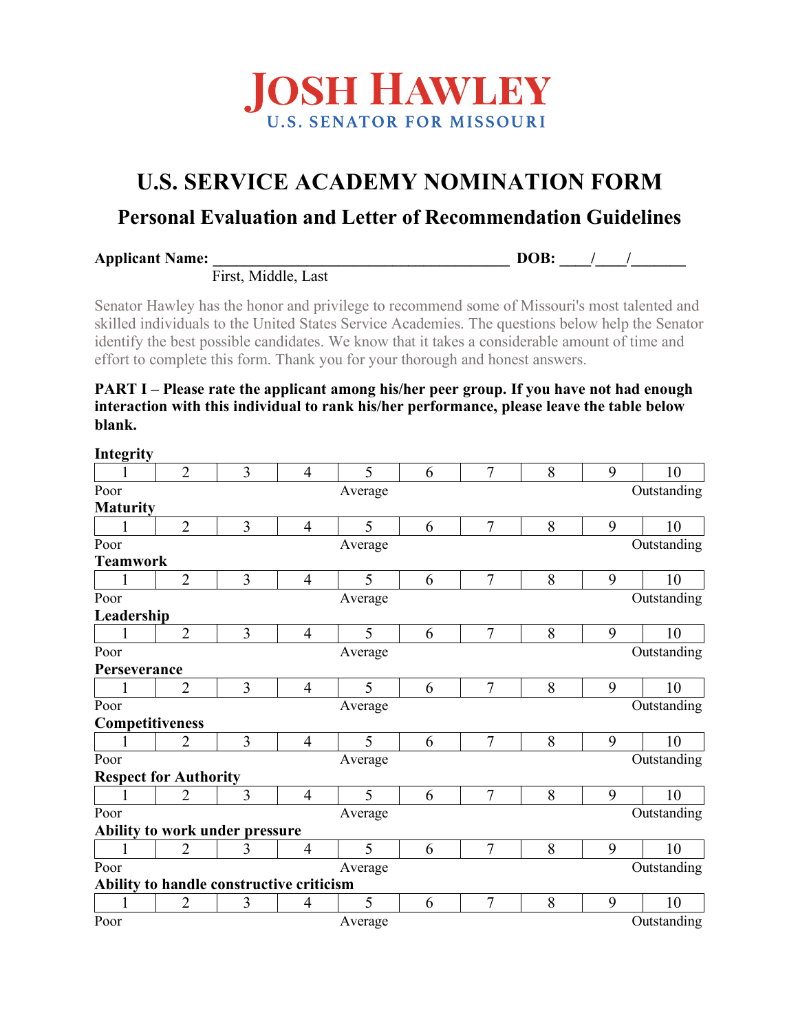# JOSH HAWLEY
**U.S. SENATOR FOR MISSOURI**

# U.S. SERVICE ACADEMY NOMINATION FORM

## Personal Evaluation and Letter of Recommendation Guidelines

**Applicant Name:** ______________________________________ **DOB:** ____/____/_______
First, Middle, Last

Senator Hawley has the honor and privilege to recommend some of Missouri's most talented and skilled individuals to the United States Service Academies. The questions below help the Senator identify the best possible candidates. We know that it takes a considerable amount of time and effort to complete this form. Thank you for your thorough and honest answers.

**PART I – Please rate the applicant among his/her peer group. If you have not had enough interaction with this individual to rank his/her performance, please leave the table below blank.**

**Integrity**

| 1 | 2 | 3 | 4 | 5 | 6 | 7 | 8 | 9 | 10 |
|---|---|---|---|---|---|---|---|---|---|
| Poor | | | | Average | | | | | Outstanding |

**Maturity**

| 1 | 2 | 3 | 4 | 5 | 6 | 7 | 8 | 9 | 10 |
|---|---|---|---|---|---|---|---|---|---|
| Poor | | | | Average | | | | | Outstanding |

**Teamwork**

| 1 | 2 | 3 | 4 | 5 | 6 | 7 | 8 | 9 | 10 |
|---|---|---|---|---|---|---|---|---|---|
| Poor | | | | Average | | | | | Outstanding |

**Leadership**

| 1 | 2 | 3 | 4 | 5 | 6 | 7 | 8 | 9 | 10 |
|---|---|---|---|---|---|---|---|---|---|
| Poor | | | | Average | | | | | Outstanding |

**Perseverance**

| 1 | 2 | 3 | 4 | 5 | 6 | 7 | 8 | 9 | 10 |
|---|---|---|---|---|---|---|---|---|---|
| Poor | | | | Average | | | | | Outstanding |

**Competitiveness**

| 1 | 2 | 3 | 4 | 5 | 6 | 7 | 8 | 9 | 10 |
|---|---|---|---|---|---|---|---|---|---|
| Poor | | | | Average | | | | | Outstanding |

**Respect for Authority**

| 1 | 2 | 3 | 4 | 5 | 6 | 7 | 8 | 9 | 10 |
|---|---|---|---|---|---|---|---|---|---|
| Poor | | | | Average | | | | | Outstanding |

**Ability to work under pressure**

| 1 | 2 | 3 | 4 | 5 | 6 | 7 | 8 | 9 | 10 |
|---|---|---|---|---|---|---|---|---|---|
| Poor | | | | Average | | | | | Outstanding |

**Ability to handle constructive criticism**

| 1 | 2 | 3 | 4 | 5 | 6 | 7 | 8 | 9 | 10 |
|---|---|---|---|---|---|---|---|---|---|
| Poor | | | | Average | | | | | Outstanding |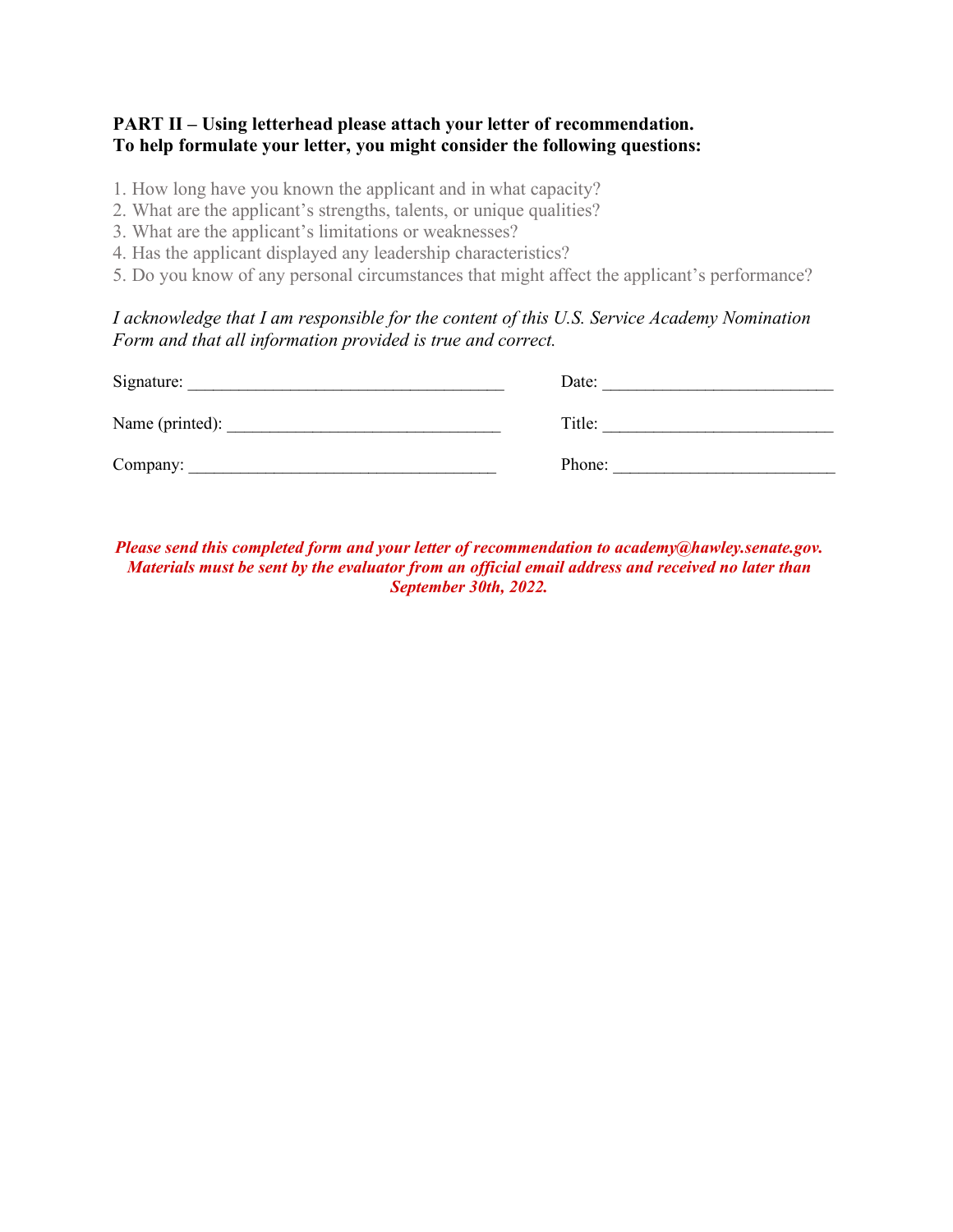**PART II – Using letterhead please attach your letter of recommendation.**
**To help formulate your letter, you might consider the following questions:**

1. How long have you known the applicant and in what capacity?
2. What are the applicant's strengths, talents, or unique qualities?
3. What are the applicant's limitations or weaknesses?
4. Has the applicant displayed any leadership characteristics?
5. Do you know of any personal circumstances that might affect the applicant's performance?

*I acknowledge that I am responsible for the content of this U.S. Service Academy Nomination Form and that all information provided is true and correct.*

Signature: ____________________________________ Date: __________________________

Name (printed): _______________________________ Title: __________________________

Company: ___________________________________ Phone: _________________________

***Please send this completed form and your letter of recommendation to academy@hawley.senate.gov. Materials must be sent by the evaluator from an official email address and received no later than September 30th, 2022.***